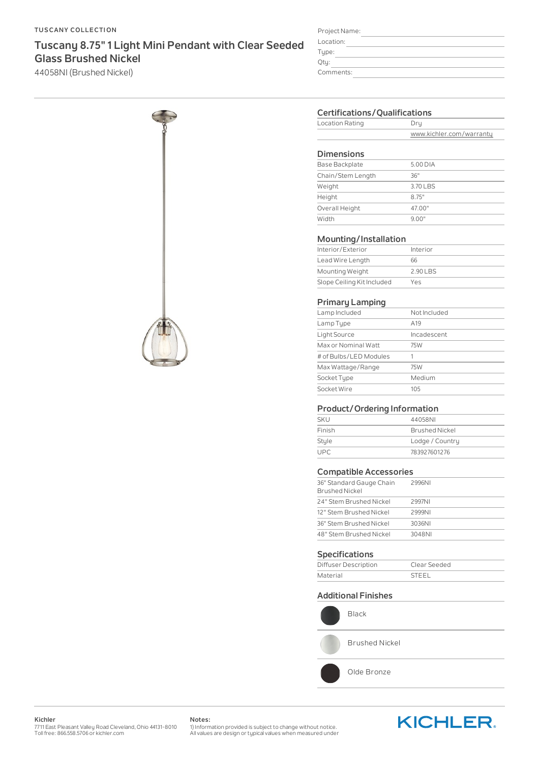TUSCANY COLLECTION

# Tuscany 8.75" 1 Light Mini Pendant with Clear Seeded Glass Brushed Nickel

44058NI (Brushed Nickel)

Project Name:
Location:
Type:
Qty:
Comments:

## Certifications/Qualifications

| | |
|---|---|
| Location Rating | Dry |
| | www.kichler.com/warranty |

## Dimensions

| | |
|---|---|
| Base Backplate | 5.00 DIA |
| Chain/Stem Length | 36" |
| Weight | 3.70 LBS |
| Height | 8.75" |
| Overall Height | 47.00" |
| Width | 9.00" |

## Mounting/Installation

| | |
|---|---|
| Interior/Exterior | Interior |
| Lead Wire Length | 66 |
| Mounting Weight | 2.90 LBS |
| Slope Ceiling Kit Included | Yes |

## Primary Lamping

| | |
|---|---|
| Lamp Included | Not Included |
| Lamp Type | A19 |
| Light Source | Incadescent |
| Max or Nominal Watt | 75W |
| # of Bulbs/LED Modules | 1 |
| Max Wattage/Range | 75W |
| Socket Type | Medium |
| Socket Wire | 105 |

## Product/Ordering Information

| | |
|---|---|
| SKU | 44058NI |
| Finish | Brushed Nickel |
| Style | Lodge / Country |
| UPC | 783927601276 |

## Compatible Accessories

| | |
|---|---|
| 36" Standard Gauge Chain Brushed Nickel | 2996NI |
| 24" Stem Brushed Nickel | 2997NI |
| 12" Stem Brushed Nickel | 2999NI |
| 36" Stem Brushed Nickel | 3036NI |
| 48" Stem Brushed Nickel | 3048NI |

## Specifications

| | |
|---|---|
| Diffuser Description | Clear Seeded |
| Material | STEEL |

## Additional Finishes

- Black
- Brushed Nickel
- Olde Bronze

**Kichler**
7711 East Pleasant Valley Road Cleveland, Ohio 44131-8010
Toll free: 866.558.5706 or kichler.com

**Notes:**
1) Information provided is subject to change without notice.
All values are design or typical values when measured under

KICHLER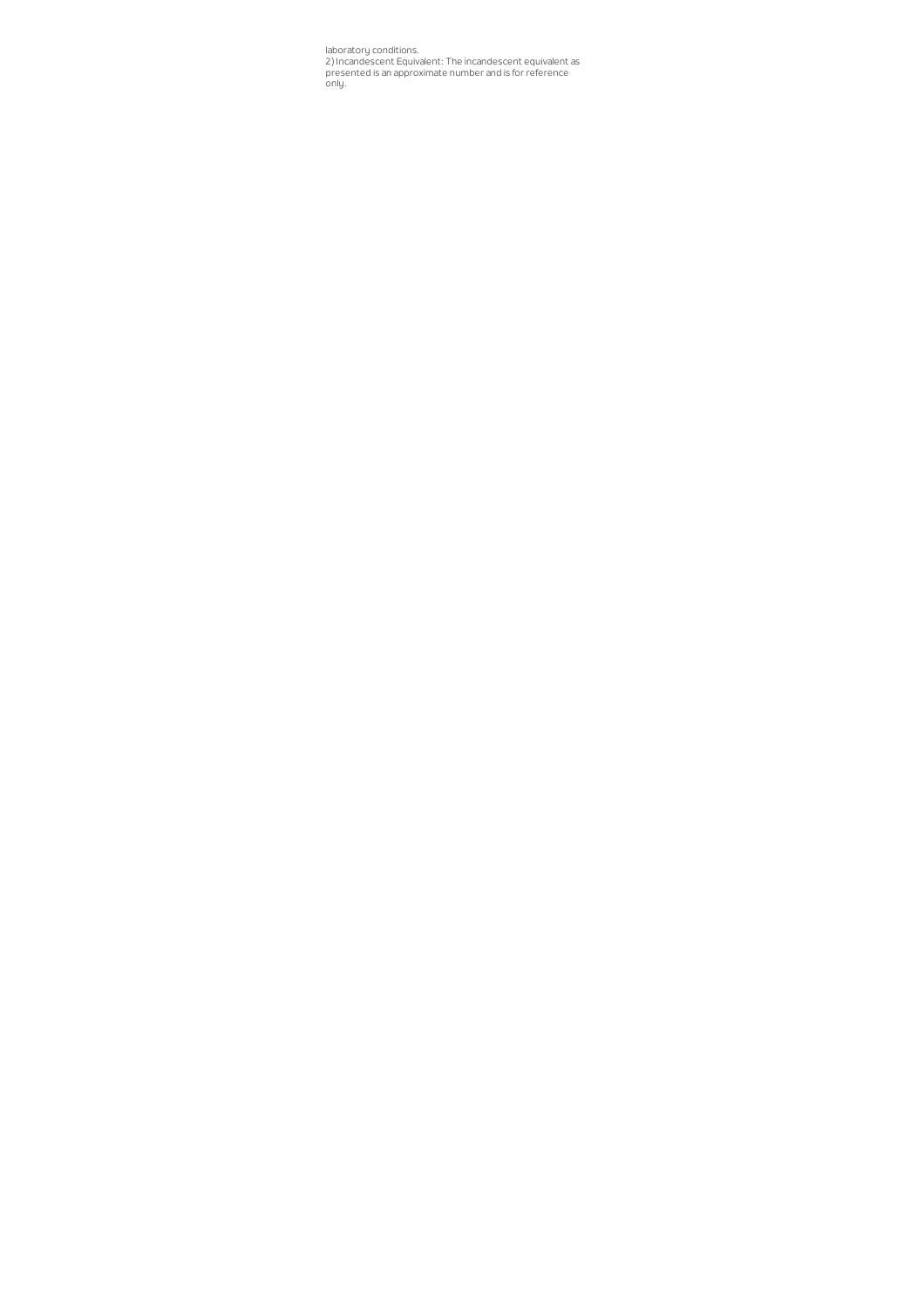laboratory conditions.

2) Incandescent Equivalent: The incandescent equivalent as presented is an approximate number and is for reference only.